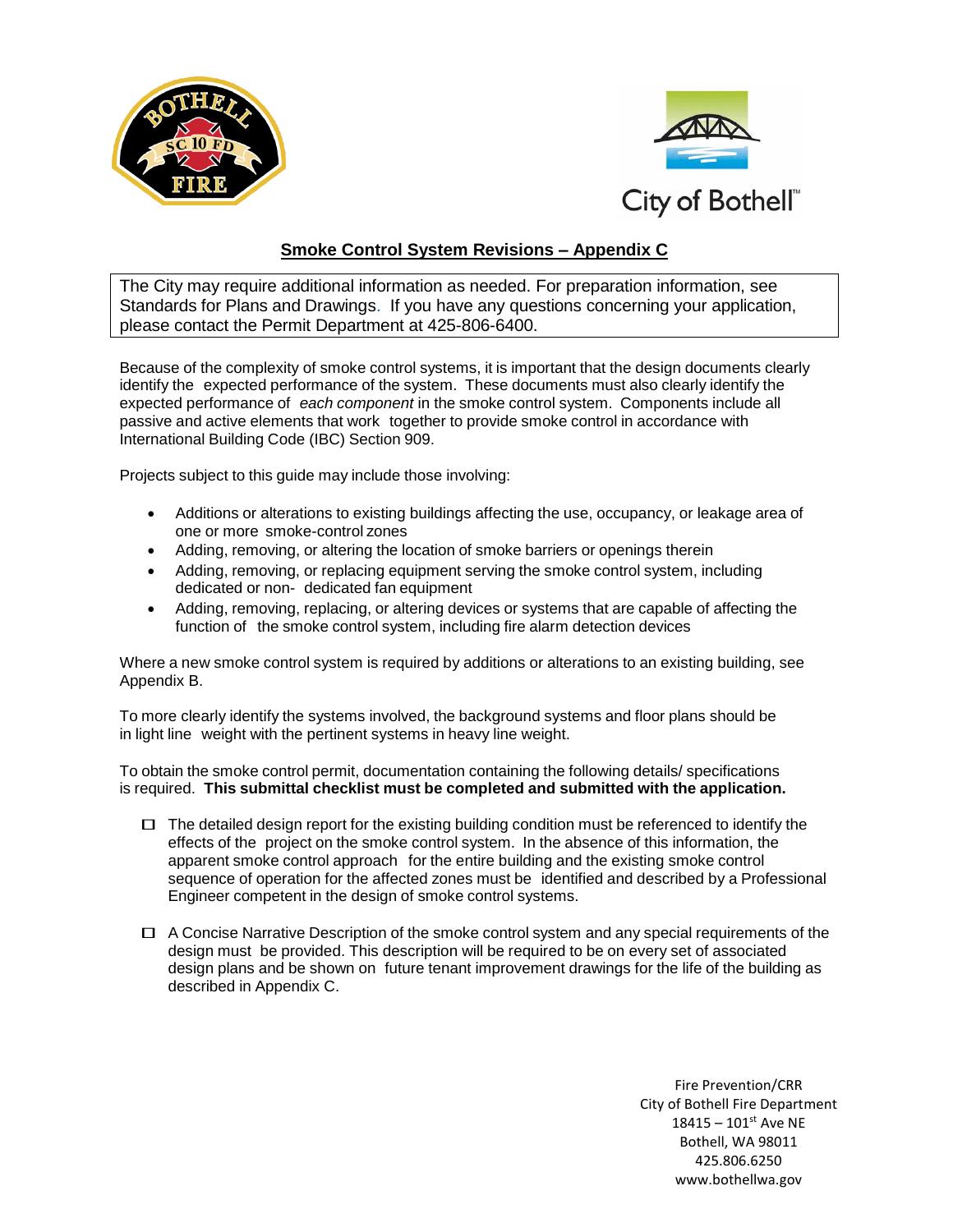## Smoke Control System Revisions – Appendix C

The City may require additional information as needed. For preparation information, see Standards for Plans and Drawings. If you have any questions concerning your application, please contact the Permit Department at 425-806-6400.

Because of the complexity of smoke control systems, it is important that the design documents clearly identify the expected performance of the system. These documents must also clearly identify the expected performance of *each component* in the smoke control system. Components include all passive and active elements that work together to provide smoke control in accordance with International Building Code (IBC) Section 909.

Projects subject to this guide may include those involving:

- Additions or alterations to existing buildings affecting the use, occupancy, or leakage area of one or more smoke-control zones
- Adding, removing, or altering the location of smoke barriers or openings therein
- Adding, removing, or replacing equipment serving the smoke control system, including dedicated or non- dedicated fan equipment
- Adding, removing, replacing, or altering devices or systems that are capable of affecting the function of the smoke control system, including fire alarm detection devices

Where a new smoke control system is required by additions or alterations to an existing building, see Appendix B.

To more clearly identify the systems involved, the background systems and floor plans should be in light line weight with the pertinent systems in heavy line weight.

To obtain the smoke control permit, documentation containing the following details/ specifications is required. **This submittal checklist must be completed and submitted with the application.**

- ☐ The detailed design report for the existing building condition must be referenced to identify the effects of the project on the smoke control system. In the absence of this information, the apparent smoke control approach for the entire building and the existing smoke control sequence of operation for the affected zones must be identified and described by a Professional Engineer competent in the design of smoke control systems.

- ☐ A Concise Narrative Description of the smoke control system and any special requirements of the design must be provided. This description will be required to be on every set of associated design plans and be shown on future tenant improvement drawings for the life of the building as described in Appendix C.

Fire Prevention/CRR
City of Bothell Fire Department
18415 – 101st Ave NE
Bothell, WA 98011
425.806.6250
www.bothellwa.gov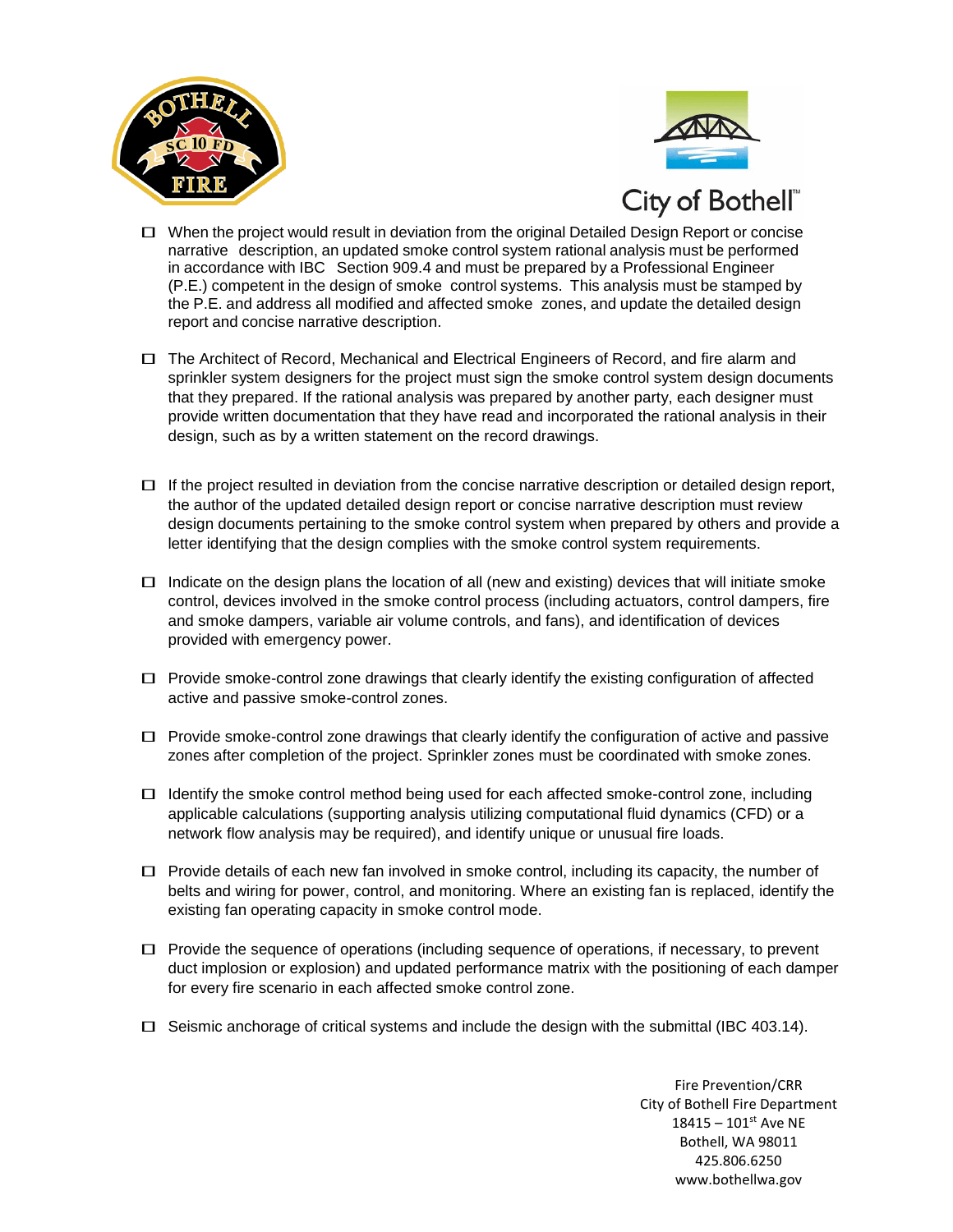- ☐ When the project would result in deviation from the original Detailed Design Report or concise narrative description, an updated smoke control system rational analysis must be performed in accordance with IBC Section 909.4 and must be prepared by a Professional Engineer (P.E.) competent in the design of smoke control systems. This analysis must be stamped by the P.E. and address all modified and affected smoke zones, and update the detailed design report and concise narrative description.

- ☐ The Architect of Record, Mechanical and Electrical Engineers of Record, and fire alarm and sprinkler system designers for the project must sign the smoke control system design documents that they prepared. If the rational analysis was prepared by another party, each designer must provide written documentation that they have read and incorporated the rational analysis in their design, such as by a written statement on the record drawings.

- ☐ If the project resulted in deviation from the concise narrative description or detailed design report, the author of the updated detailed design report or concise narrative description must review design documents pertaining to the smoke control system when prepared by others and provide a letter identifying that the design complies with the smoke control system requirements.

- ☐ Indicate on the design plans the location of all (new and existing) devices that will initiate smoke control, devices involved in the smoke control process (including actuators, control dampers, fire and smoke dampers, variable air volume controls, and fans), and identification of devices provided with emergency power.

- ☐ Provide smoke-control zone drawings that clearly identify the existing configuration of affected active and passive smoke-control zones.

- ☐ Provide smoke-control zone drawings that clearly identify the configuration of active and passive zones after completion of the project. Sprinkler zones must be coordinated with smoke zones.

- ☐ Identify the smoke control method being used for each affected smoke-control zone, including applicable calculations (supporting analysis utilizing computational fluid dynamics (CFD) or a network flow analysis may be required), and identify unique or unusual fire loads.

- ☐ Provide details of each new fan involved in smoke control, including its capacity, the number of belts and wiring for power, control, and monitoring. Where an existing fan is replaced, identify the existing fan operating capacity in smoke control mode.

- ☐ Provide the sequence of operations (including sequence of operations, if necessary, to prevent duct implosion or explosion) and updated performance matrix with the positioning of each damper for every fire scenario in each affected smoke control zone.

- ☐ Seismic anchorage of critical systems and include the design with the submittal (IBC 403.14).

Fire Prevention/CRR
City of Bothell Fire Department
18415 – 101st Ave NE
Bothell, WA 98011
425.806.6250
www.bothellwa.gov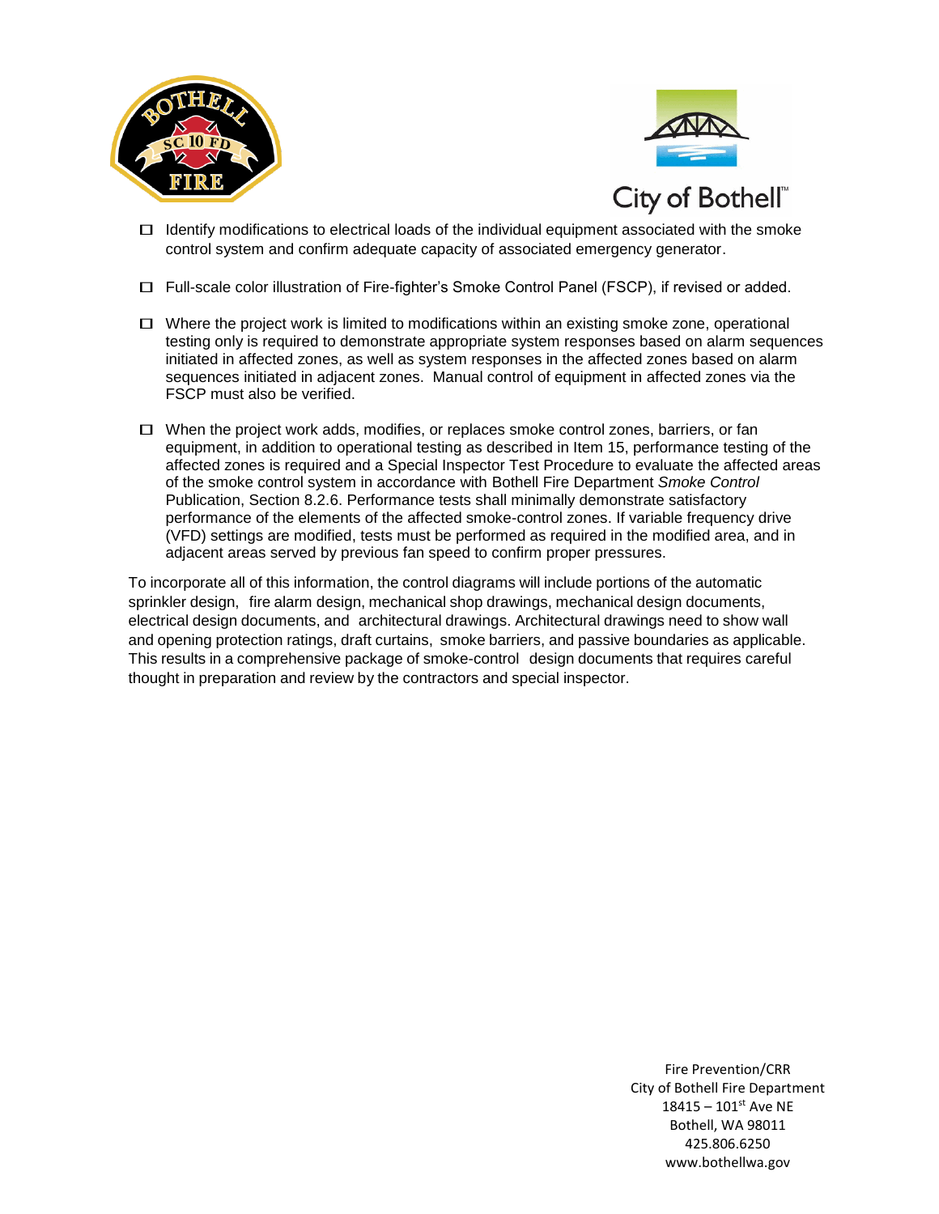- [ ] Identify modifications to electrical loads of the individual equipment associated with the smoke control system and confirm adequate capacity of associated emergency generator.

- [ ] Full-scale color illustration of Fire-fighter's Smoke Control Panel (FSCP), if revised or added.

- [ ] Where the project work is limited to modifications within an existing smoke zone, operational testing only is required to demonstrate appropriate system responses based on alarm sequences initiated in affected zones, as well as system responses in the affected zones based on alarm sequences initiated in adjacent zones. Manual control of equipment in affected zones via the FSCP must also be verified.

- [ ] When the project work adds, modifies, or replaces smoke control zones, barriers, or fan equipment, in addition to operational testing as described in Item 15, performance testing of the affected zones is required and a Special Inspector Test Procedure to evaluate the affected areas of the smoke control system in accordance with Bothell Fire Department *Smoke Control* Publication, Section 8.2.6. Performance tests shall minimally demonstrate satisfactory performance of the elements of the affected smoke-control zones. If variable frequency drive (VFD) settings are modified, tests must be performed as required in the modified area, and in adjacent areas served by previous fan speed to confirm proper pressures.

To incorporate all of this information, the control diagrams will include portions of the automatic sprinkler design, fire alarm design, mechanical shop drawings, mechanical design documents, electrical design documents, and architectural drawings. Architectural drawings need to show wall and opening protection ratings, draft curtains, smoke barriers, and passive boundaries as applicable. This results in a comprehensive package of smoke-control design documents that requires careful thought in preparation and review by the contractors and special inspector.

Fire Prevention/CRR
City of Bothell Fire Department
18415 – 101st Ave NE
Bothell, WA 98011
425.806.6250
www.bothellwa.gov